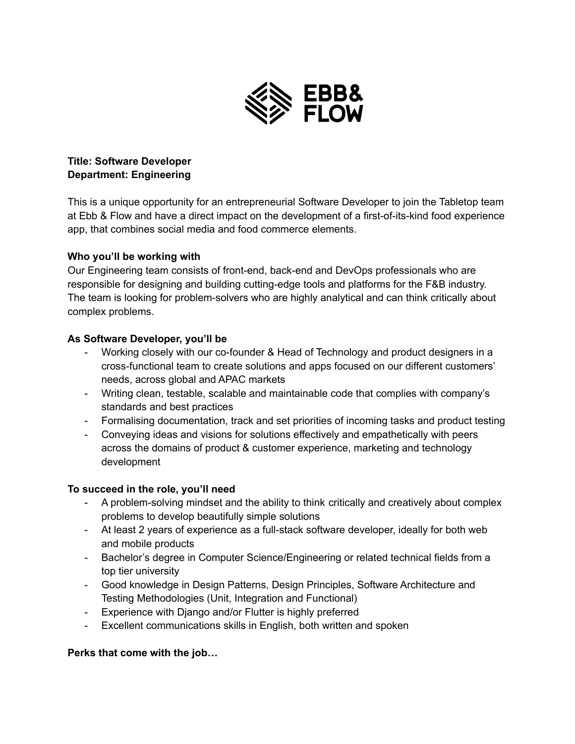EBB& FLOW

**Title: Software Developer**
**Department: Engineering**

This is a unique opportunity for an entrepreneurial Software Developer to join the Tabletop team at Ebb & Flow and have a direct impact on the development of a first-of-its-kind food experience app, that combines social media and food commerce elements.

**Who you'll be working with**

Our Engineering team consists of front-end, back-end and DevOps professionals who are responsible for designing and building cutting-edge tools and platforms for the F&B industry. The team is looking for problem-solvers who are highly analytical and can think critically about complex problems.

**As Software Developer, you'll be**

- Working closely with our co-founder & Head of Technology and product designers in a cross-functional team to create solutions and apps focused on our different customers' needs, across global and APAC markets
- Writing clean, testable, scalable and maintainable code that complies with company's standards and best practices
- Formalising documentation, track and set priorities of incoming tasks and product testing
- Conveying ideas and visions for solutions effectively and empathetically with peers across the domains of product & customer experience, marketing and technology development

**To succeed in the role, you'll need**

- A problem-solving mindset and the ability to think critically and creatively about complex problems to develop beautifully simple solutions
- At least 2 years of experience as a full-stack software developer, ideally for both web and mobile products
- Bachelor's degree in Computer Science/Engineering or related technical fields from a top tier university
- Good knowledge in Design Patterns, Design Principles, Software Architecture and Testing Methodologies (Unit, Integration and Functional)
- Experience with Django and/or Flutter is highly preferred
- Excellent communications skills in English, both written and spoken

**Perks that come with the job…**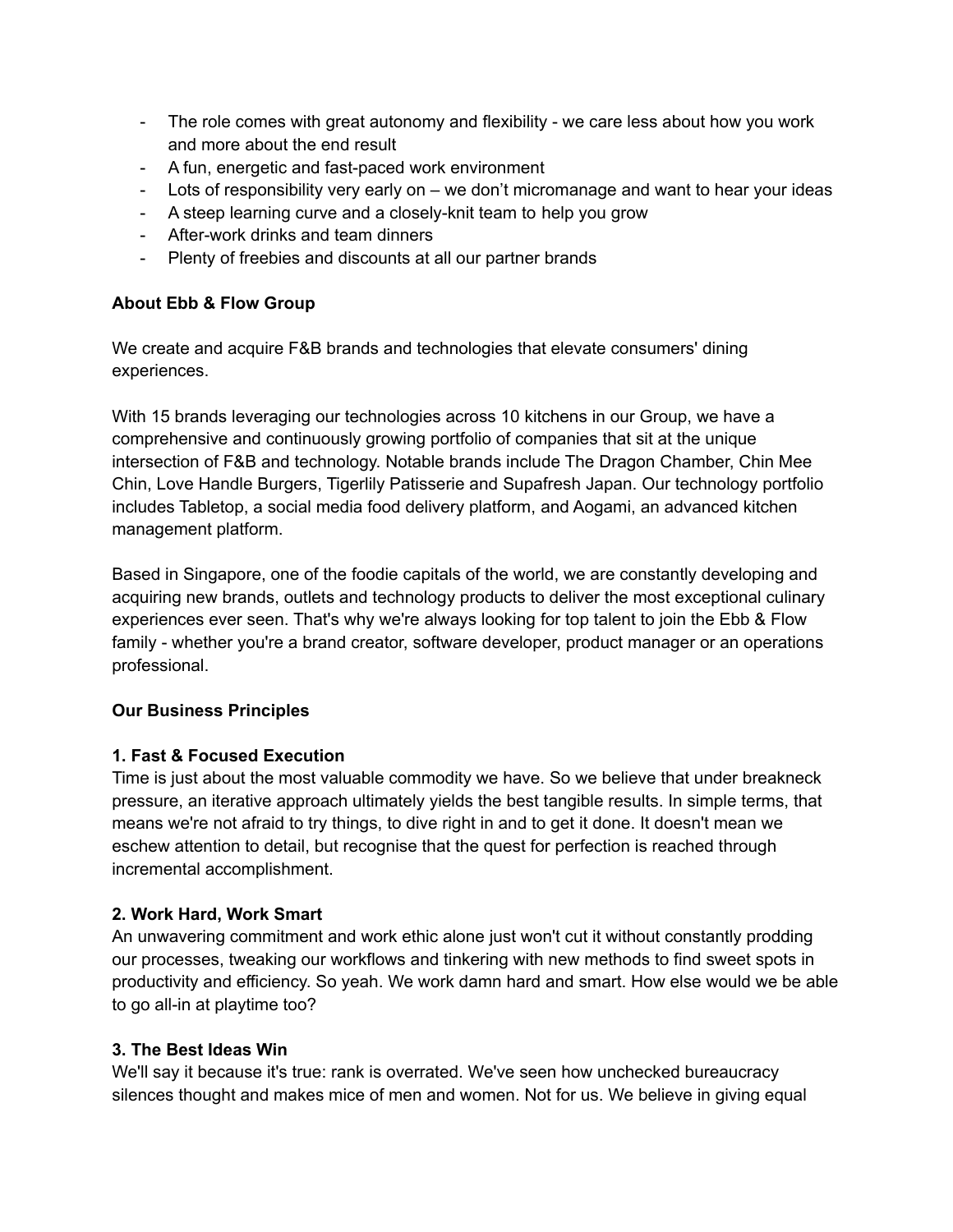- The role comes with great autonomy and flexibility - we care less about how you work and more about the end result
- A fun, energetic and fast-paced work environment
- Lots of responsibility very early on – we don't micromanage and want to hear your ideas
- A steep learning curve and a closely-knit team to help you grow
- After-work drinks and team dinners
- Plenty of freebies and discounts at all our partner brands

**About Ebb & Flow Group**

We create and acquire F&B brands and technologies that elevate consumers' dining experiences.

With 15 brands leveraging our technologies across 10 kitchens in our Group, we have a comprehensive and continuously growing portfolio of companies that sit at the unique intersection of F&B and technology. Notable brands include The Dragon Chamber, Chin Mee Chin, Love Handle Burgers, Tigerlily Patisserie and Supafresh Japan. Our technology portfolio includes Tabletop, a social media food delivery platform, and Aogami, an advanced kitchen management platform.

Based in Singapore, one of the foodie capitals of the world, we are constantly developing and acquiring new brands, outlets and technology products to deliver the most exceptional culinary experiences ever seen. That's why we're always looking for top talent to join the Ebb & Flow family - whether you're a brand creator, software developer, product manager or an operations professional.

**Our Business Principles**

**1. Fast & Focused Execution**
Time is just about the most valuable commodity we have. So we believe that under breakneck pressure, an iterative approach ultimately yields the best tangible results. In simple terms, that means we're not afraid to try things, to dive right in and to get it done. It doesn't mean we eschew attention to detail, but recognise that the quest for perfection is reached through incremental accomplishment.

**2. Work Hard, Work Smart**
An unwavering commitment and work ethic alone just won't cut it without constantly prodding our processes, tweaking our workflows and tinkering with new methods to find sweet spots in productivity and efficiency. So yeah. We work damn hard and smart. How else would we be able to go all-in at playtime too?

**3. The Best Ideas Win**
We'll say it because it's true: rank is overrated. We've seen how unchecked bureaucracy silences thought and makes mice of men and women. Not for us. We believe in giving equal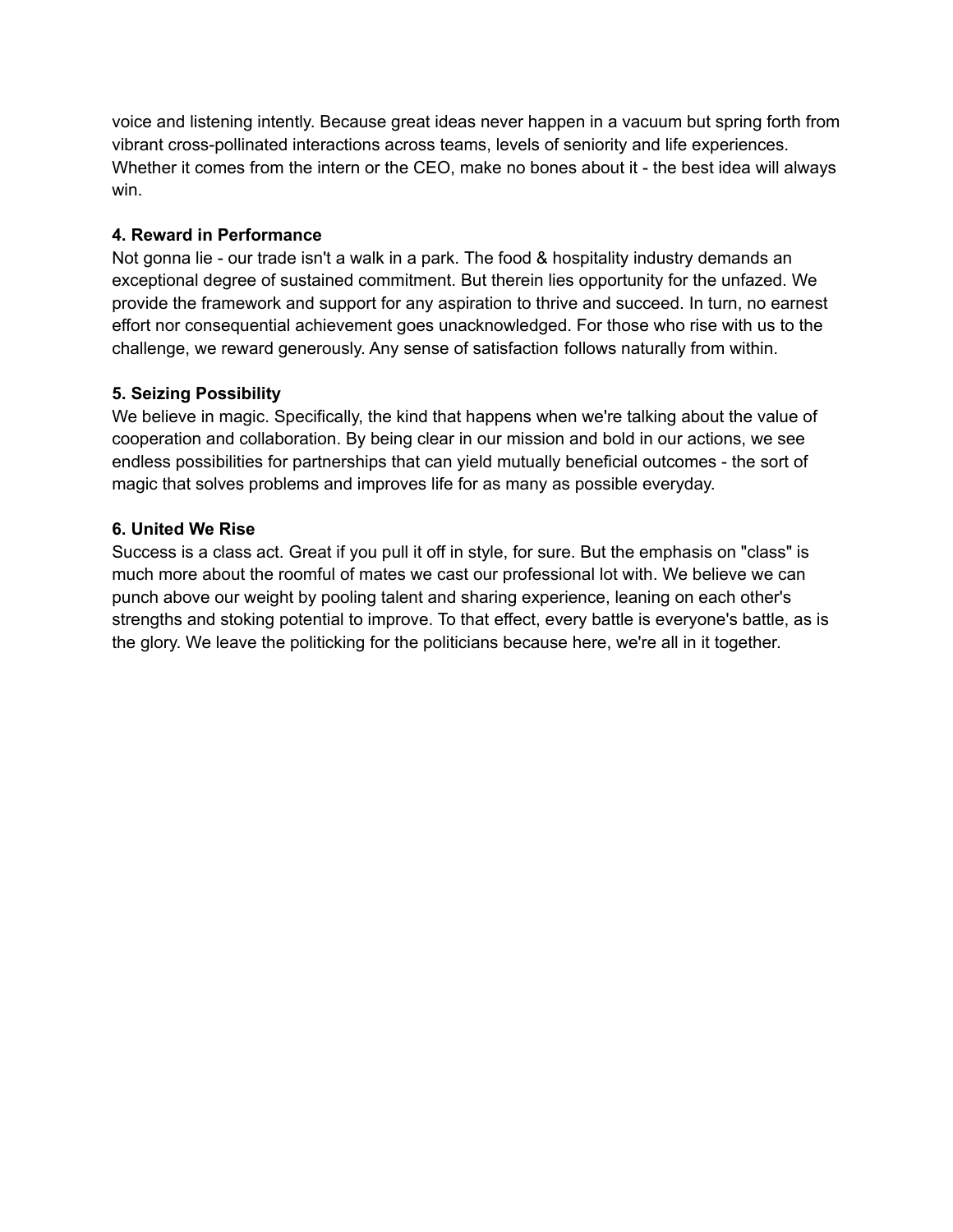voice and listening intently. Because great ideas never happen in a vacuum but spring forth from vibrant cross-pollinated interactions across teams, levels of seniority and life experiences. Whether it comes from the intern or the CEO, make no bones about it - the best idea will always win.

**4. Reward in Performance**

Not gonna lie - our trade isn't a walk in a park. The food & hospitality industry demands an exceptional degree of sustained commitment. But therein lies opportunity for the unfazed. We provide the framework and support for any aspiration to thrive and succeed. In turn, no earnest effort nor consequential achievement goes unacknowledged. For those who rise with us to the challenge, we reward generously. Any sense of satisfaction follows naturally from within.

**5. Seizing Possibility**

We believe in magic. Specifically, the kind that happens when we're talking about the value of cooperation and collaboration. By being clear in our mission and bold in our actions, we see endless possibilities for partnerships that can yield mutually beneficial outcomes - the sort of magic that solves problems and improves life for as many as possible everyday.

**6. United We Rise**

Success is a class act. Great if you pull it off in style, for sure. But the emphasis on "class" is much more about the roomful of mates we cast our professional lot with. We believe we can punch above our weight by pooling talent and sharing experience, leaning on each other's strengths and stoking potential to improve. To that effect, every battle is everyone's battle, as is the glory. We leave the politicking for the politicians because here, we're all in it together.